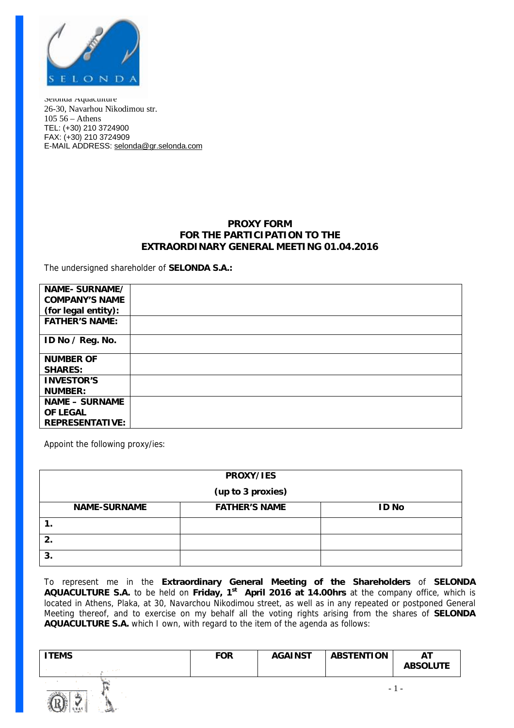Selonda Aquaculture
26-30, Navarhou Nikodimou str.
105 56 – Athens
TEL: (+30) 210 3724900
FAX: (+30) 210 3724909
E-MAIL ADDRESS: selonda@gr.selonda.com

# PROXY FORM FOR THE PARTICIPATION TO THE EXTRAORDINARY GENERAL MEETING 01.04.2016

The undersigned shareholder of **SELONDA S.A.:**

| | |
|---|---|
| **NAME- SURNAME/ COMPANY'S NAME (for legal entity):** | |
| **FATHER'S NAME:** | |
| **ID No / Reg. No.** | |
| **NUMBER OF SHARES:** | |
| **INVESTOR'S NUMBER:** | |
| **NAME – SURNAME OF LEGAL REPRESENTATIVE:** | |

Appoint the following proxy/ies:

| **PROXY/IES (up to 3 proxies)** | | |
|---|---|---|
| **NAME-SURNAME** | **FATHER'S NAME** | **ID No** |
| **1.** | | |
| **2.** | | |
| **3.** | | |

To represent me in the **Extraordinary General Meeting of the Shareholders** of **SELONDA AQUACULTURE S.A.** to be held on **Friday, 1st April 2016 at 14.00hrs** at the company office, which is located in Athens, Plaka, at 30, Navarchou Nikodimou street, as well as in any repeated or postponed General Meeting thereof, and to exercise on my behalf all the voting rights arising from the shares of **SELONDA AQUACULTURE S.A.** which I own, with regard to the item of the agenda as follows:

| **ITEMS** | **FOR** | **AGAINST** | **ABSTENTION** | **AT ABSOLUTE** |
|---|---|---|---|---|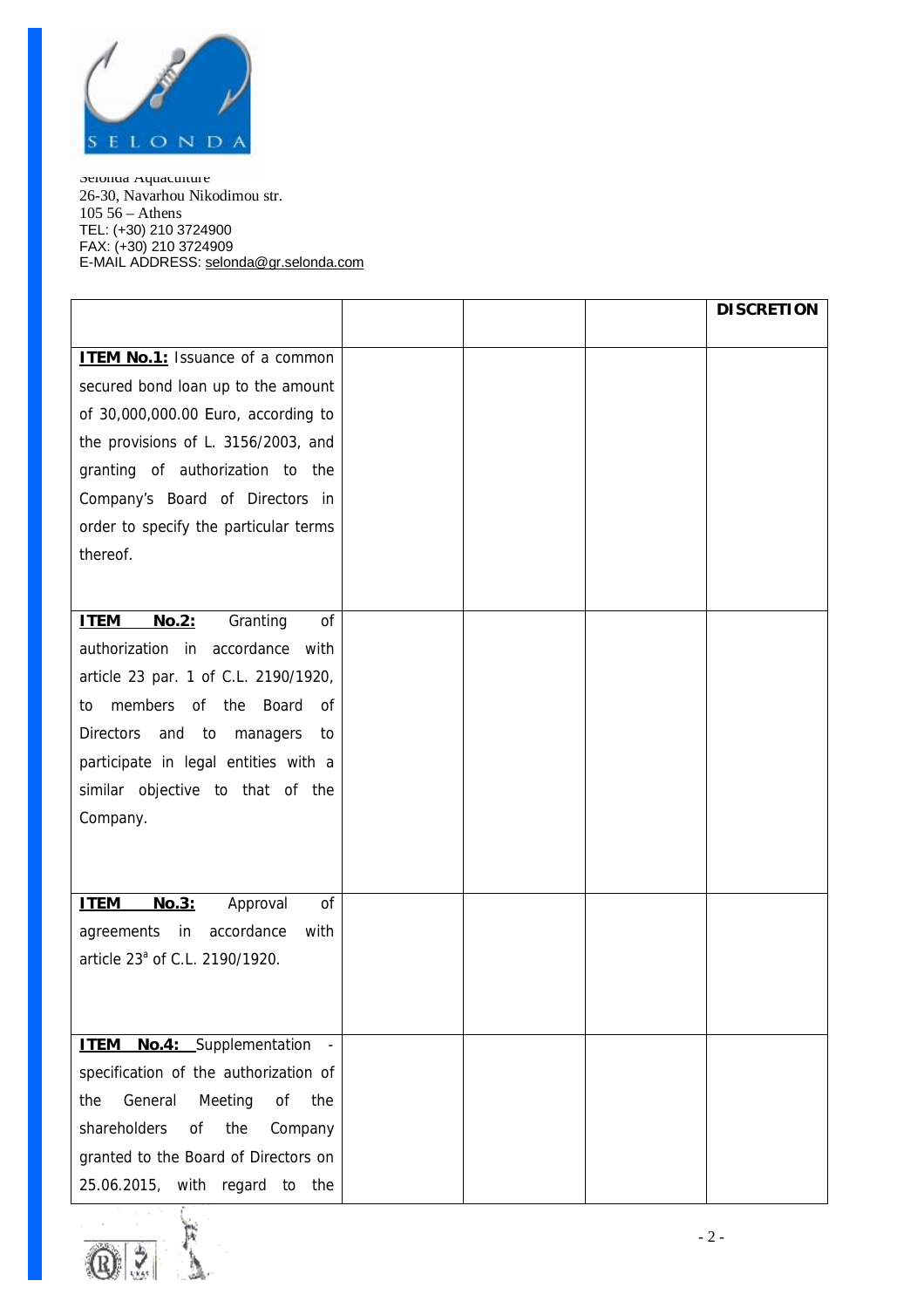Selonda Aquaculture
26-30, Navarhou Nikodimou str.
105 56 – Athens
TEL: (+30) 210 3724900
FAX: (+30) 210 3724909
E-MAIL ADDRESS: selonda@gr.selonda.com

| | | | | DISCRETION |
|---|---|---|---|---|
| **ITEM No.1:** Issuance of a common secured bond loan up to the amount of 30,000,000.00 Euro, according to the provisions of L. 3156/2003, and granting of authorization to the Company's Board of Directors in order to specify the particular terms thereof. | | | | |
| **ITEM No.2:** Granting of authorization in accordance with article 23 par. 1 of C.L. 2190/1920, to members of the Board of Directors and to managers to participate in legal entities with a similar objective to that of the Company. | | | | |
| **ITEM No.3:** Approval of agreements in accordance with article 23[a] of C.L. 2190/1920. | | | | |
| **ITEM No.4:** Supplementation - specification of the authorization of the General Meeting of the shareholders of the Company granted to the Board of Directors on 25.06.2015, with regard to the | | | | |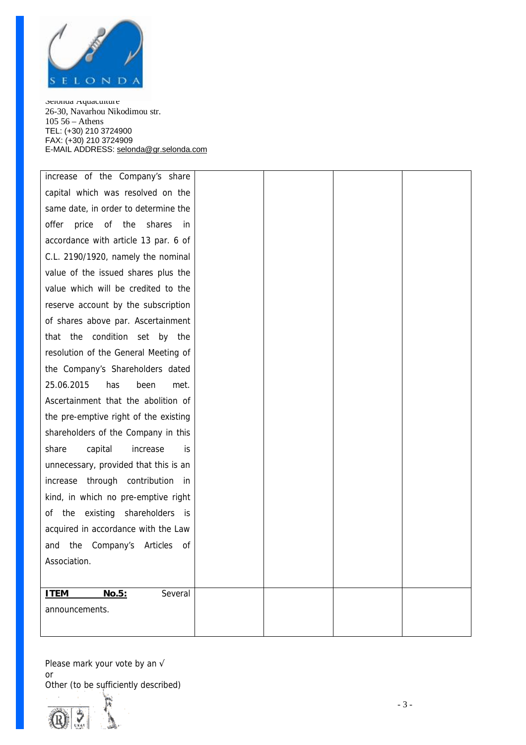Selonda Aquaculture
26-30, Navarhou Nikodimou str.
105 56 – Athens
TEL: (+30) 210 3724900
FAX: (+30) 210 3724909
E-MAIL ADDRESS: selonda@gr.selonda.com

| | | | | |
|---|---|---|---|---|
| increase of the Company's share capital which was resolved on the same date, in order to determine the offer price of the shares in accordance with article 13 par. 6 of C.L. 2190/1920, namely the nominal value of the issued shares plus the value which will be credited to the reserve account by the subscription of shares above par. Ascertainment that the condition set by the resolution of the General Meeting of the Company's Shareholders dated 25.06.2015 has been met. Ascertainment that the abolition of the pre-emptive right of the existing shareholders of the Company in this share capital increase is unnecessary, provided that this is an increase through contribution in kind, in which no pre-emptive right of the existing shareholders is acquired in accordance with the Law and the Company's Articles of Association. | | | | |
| **ITEM No.5:** Several announcements. | | | | |

Please mark your vote by an √
or
Other (to be sufficiently described)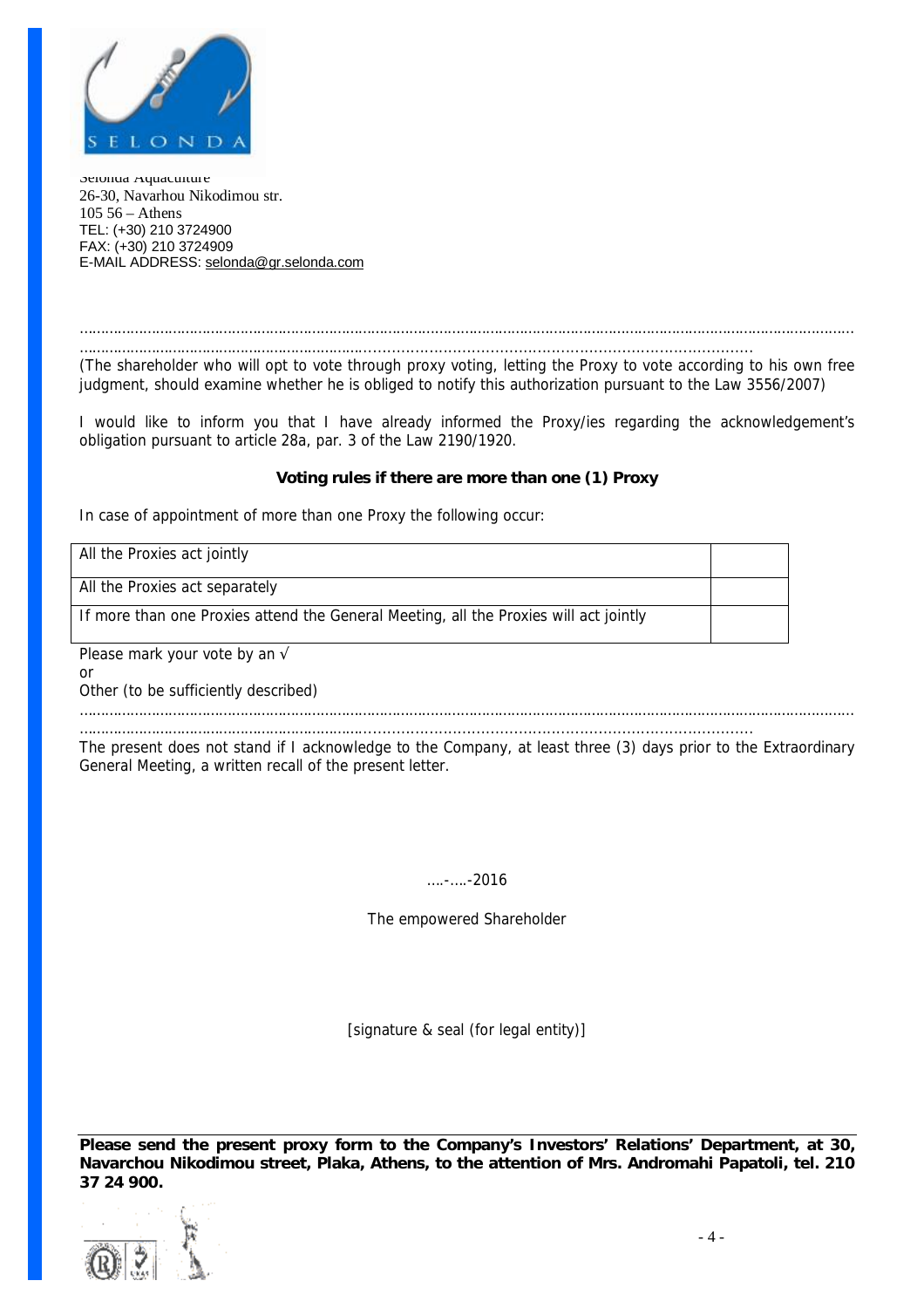Selonda Aquaculture
26-30, Navarhou Nikodimou str.
105 56 – Athens
TEL: (+30) 210 3724900
FAX: (+30) 210 3724909
E-MAIL ADDRESS: selonda@gr.selonda.com

……………………………………………………………………………………………………………………………………………………………
……………………………………………………………………………………………………………

(The shareholder who will opt to vote through proxy voting, letting the Proxy to vote according to his own free judgment, should examine whether he is obliged to notify this authorization pursuant to the Law 3556/2007)

I would like to inform you that I have already informed the Proxy/ies regarding the acknowledgement's obligation pursuant to article 28a, par. 3 of the Law 2190/1920.

**Voting rules if there are more than one (1) Proxy**

In case of appointment of more than one Proxy the following occur:

| | |
|---|---|
| All the Proxies act jointly | |
| All the Proxies act separately | |
| If more than one Proxies attend the General Meeting, all the Proxies will act jointly | |

Please mark your vote by an √
or
Other (to be sufficiently described)

……………………………………………………………………………………………………………………………………………………………
……………………………………………………………………………………………………………

The present does not stand if I acknowledge to the Company, at least three (3) days prior to the Extraordinary General Meeting, a written recall of the present letter.

….-….-2016

The empowered Shareholder

[signature & seal (for legal entity)]

**Please send the present proxy form to the Company's Investors' Relations' Department, at 30, Navarchou Nikodimou street, Plaka, Athens, to the attention of Mrs. Andromahi Papatoli, tel. 210 37 24 900.**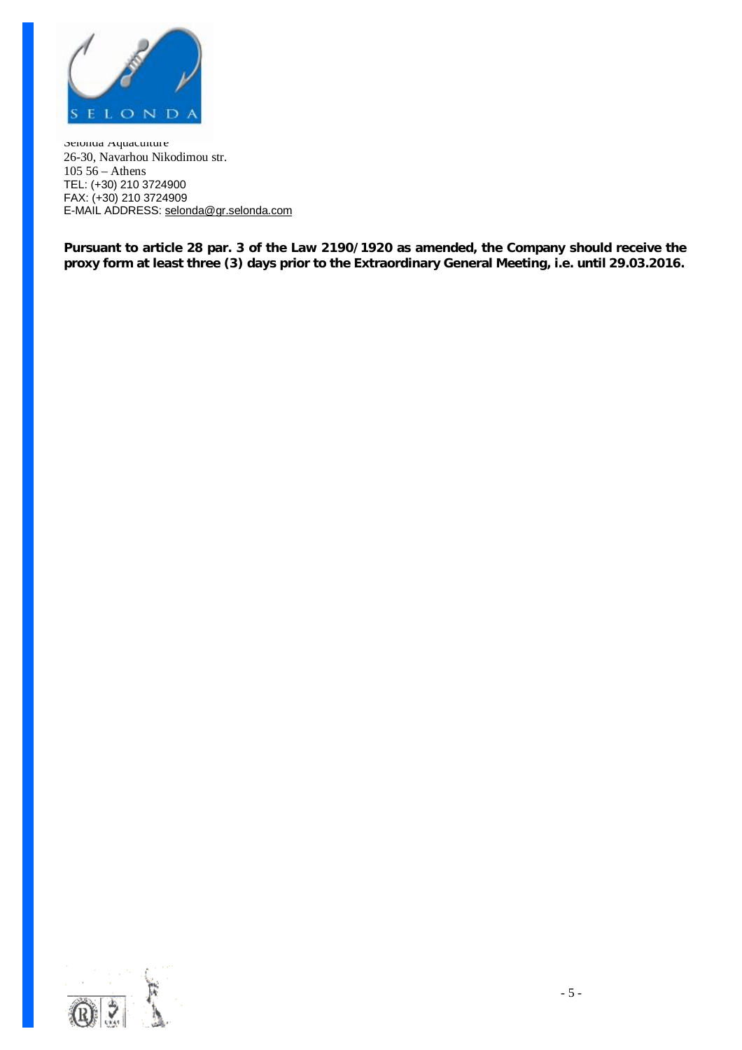Selonda Aquaculture
26-30, Navarhou Nikodimou str.
105 56 – Athens
TEL: (+30) 210 3724900
FAX: (+30) 210 3724909
E-MAIL ADDRESS: selonda@gr.selonda.com

**Pursuant to article 28 par. 3 of the Law 2190/1920 as amended, the Company should receive the proxy form at least three (3) days prior to the Extraordinary General Meeting, i.e. until 29.03.2016.**